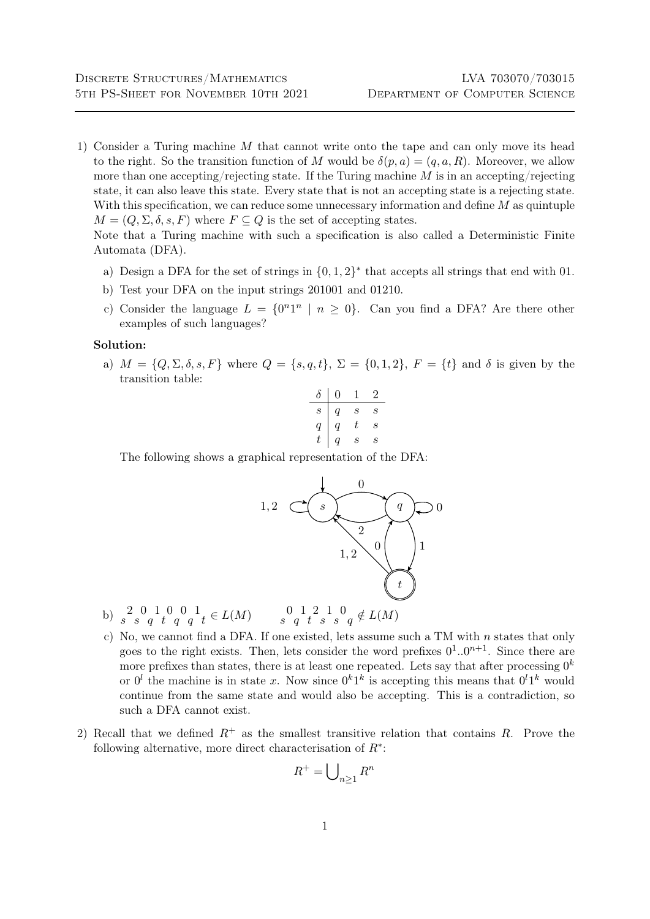1) Consider a Turing machine $M$ that cannot write onto the tape and can only move its head to the right. So the transition function of $M$ would be $\delta(p, a) = (q, a, R)$. Moreover, we allow more than one accepting/rejecting state. If the Turing machine $M$ is in an accepting/rejecting state, it can also leave this state. Every state that is not an accepting state is a rejecting state. With this specification, we can reduce some unnecessary information and define $M$ as quintuple $M = (Q, \Sigma, \delta, s, F)$ where $F \subseteq Q$ is the set of accepting states.
   Note that a Turing machine with such a specification is also called a Deterministic Finite Automata (DFA).

   a) Design a DFA for the set of strings in $\{0, 1, 2\}^*$ that accepts all strings that end with 01.

   b) Test your DFA on the input strings 201001 and 01210.

   c) Consider the language $L = \{0^n 1^n \mid n \geq 0\}$. Can you find a DFA? Are there other examples of such languages?

**Solution:**

a) $M = \{Q, \Sigma, \delta, s, F\}$ where $Q = \{s, q, t\}$, $\Sigma = \{0, 1, 2\}$, $F = \{t\}$ and $\delta$ is given by the transition table:

| $\delta$ | 0 | 1 | 2 |
|---|---|---|---|
| $s$ | $q$ | $s$ | $s$ |
| $q$ | $q$ | $t$ | $s$ |
| $t$ | $q$ | $s$ | $s$ |

The following shows a graphical representation of the DFA:

b) $s \xrightarrow{2} s \xrightarrow{0} q \xrightarrow{1} t \xrightarrow{0} q \xrightarrow{0} q \xrightarrow{1} t \in L(M)$ $\qquad$ $s \xrightarrow{0} q \xrightarrow{1} t \xrightarrow{2} s \xrightarrow{1} s \xrightarrow{0} q \notin L(M)$

c) No, we cannot find a DFA. If one existed, lets assume such a TM with $n$ states that only goes to the right exists. Then, lets consider the word prefixes $0^1..0^{n+1}$. Since there are more prefixes than states, there is at least one repeated. Lets say that after processing $0^k$ or $0^l$ the machine is in state $x$. Now since $0^k 1^k$ is accepting this means that $0^l 1^k$ would continue from the same state and would also be accepting. This is a contradiction, so such a DFA cannot exist.

2) Recall that we defined $R^+$ as the smallest transitive relation that contains $R$. Prove the following alternative, more direct characterisation of $R^*$:

$$R^+ = \bigcup_{n \geq 1} R^n$$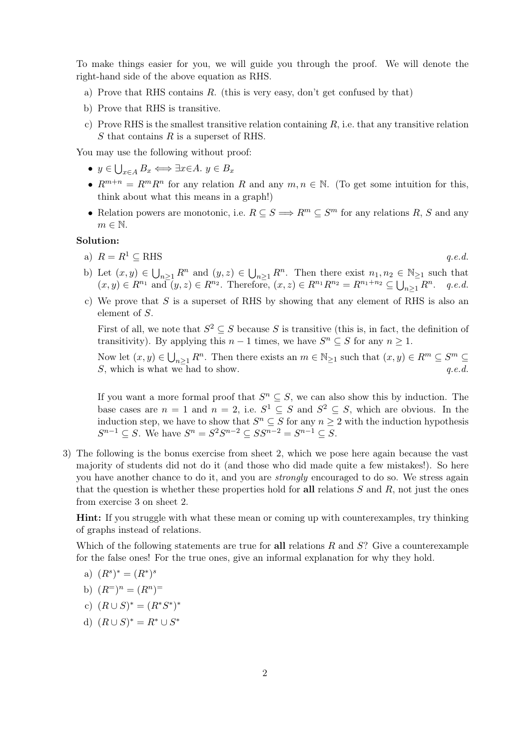To make things easier for you, we will guide you through the proof. We will denote the right-hand side of the above equation as RHS.

a) Prove that RHS contains $R$. (this is very easy, don't get confused by that)

b) Prove that RHS is transitive.

c) Prove RHS is the smallest transitive relation containing $R$, i.e. that any transitive relation $S$ that contains $R$ is a superset of RHS.

You may use the following without proof:

- $y \in \bigcup_{x \in A} B_x \iff \exists x \in A.\ y \in B_x$
- $R^{m+n} = R^m R^n$ for any relation $R$ and any $m, n \in \mathbb{N}$. (To get some intuition for this, think about what this means in a graph!)
- Relation powers are monotonic, i.e. $R \subseteq S \implies R^m \subseteq S^m$ for any relations $R$, $S$ and any $m \in \mathbb{N}$.

**Solution:**

a) $R = R^1 \subseteq \text{RHS}$ *q.e.d.*

b) Let $(x, y) \in \bigcup_{n \geq 1} R^n$ and $(y, z) \in \bigcup_{n \geq 1} R^n$. Then there exist $n_1, n_2 \in \mathbb{N}_{\geq 1}$ such that $(x, y) \in R^{n_1}$ and $(y, z) \in R^{n_2}$. Therefore, $(x, z) \in R^{n_1} R^{n_2} = R^{n_1 + n_2} \subseteq \bigcup_{n \geq 1} R^n$. *q.e.d.*

c) We prove that $S$ is a superset of RHS by showing that any element of RHS is also an element of $S$.

   First of all, we note that $S^2 \subseteq S$ because $S$ is transitive (this is, in fact, the definition of transitivity). By applying this $n - 1$ times, we have $S^n \subseteq S$ for any $n \geq 1$.

   Now let $(x, y) \in \bigcup_{n \geq 1} R^n$. Then there exists an $m \in \mathbb{N}_{\geq 1}$ such that $(x, y) \in R^m \subseteq S^m \subseteq S$, which is what we had to show. *q.e.d.*

   If you want a more formal proof that $S^n \subseteq S$, we can also show this by induction. The base cases are $n = 1$ and $n = 2$, i.e. $S^1 \subseteq S$ and $S^2 \subseteq S$, which are obvious. In the induction step, we have to show that $S^n \subseteq S$ for any $n \geq 2$ with the induction hypothesis $S^{n-1} \subseteq S$. We have $S^n = S^2 S^{n-2} \subseteq S S^{n-2} = S^{n-1} \subseteq S$.

3) The following is the bonus exercise from sheet 2, which we pose here again because the vast majority of students did not do it (and those who did made quite a few mistakes!). So here you have another chance to do it, and you are *strongly* encouraged to do so. We stress again that the question is whether these properties hold for **all** relations $S$ and $R$, not just the ones from exercise 3 on sheet 2.

   **Hint:** If you struggle with what these mean or coming up with counterexamples, try thinking of graphs instead of relations.

   Which of the following statements are true for **all** relations $R$ and $S$? Give a counterexample for the false ones! For the true ones, give an informal explanation for why they hold.

   a) $(R^s)^* = (R^*)^s$

   b) $(R^=)^n = (R^n)^=$

   c) $(R \cup S)^* = (R^* S^*)^*$

   d) $(R \cup S)^* = R^* \cup S^*$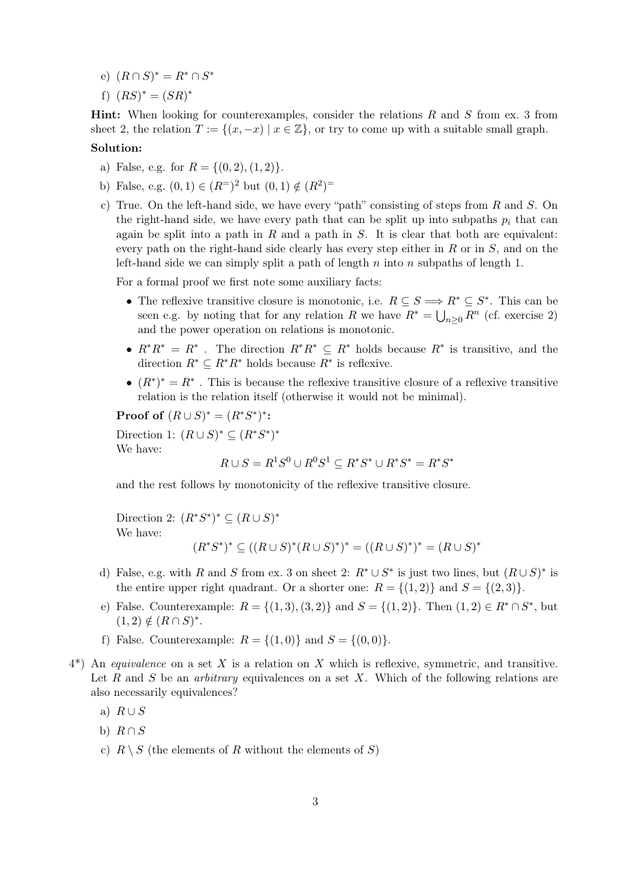e) $(R \cap S)^* = R^* \cap S^*$

f) $(RS)^* = (SR)^*$

**Hint:** When looking for counterexamples, consider the relations $R$ and $S$ from ex. 3 from sheet 2, the relation $T := \{(x, -x) \mid x \in \mathbb{Z}\}$, or try to come up with a suitable small graph.

**Solution:**

a) False, e.g. for $R = \{(0, 2), (1, 2)\}$.

b) False, e.g. $(0, 1) \in (R^=)^2$ but $(0, 1) \notin (R^2)^=$

c) True. On the left-hand side, we have every "path" consisting of steps from $R$ and $S$. On the right-hand side, we have every path that can be split up into subpaths $p_i$ that can again be split into a path in $R$ and a path in $S$. It is clear that both are equivalent: every path on the right-hand side clearly has every step either in $R$ or in $S$, and on the left-hand side we can simply split a path of length $n$ into $n$ subpaths of length 1.

For a formal proof we first note some auxiliary facts:

- The reflexive transitive closure is monotonic, i.e. $R \subseteq S \implies R^* \subseteq S^*$. This can be seen e.g. by noting that for any relation $R$ we have $R^* = \bigcup_{n \geq 0} R^n$ (cf. exercise 2) and the power operation on relations is monotonic.
- $R^*R^* = R^*$ . The direction $R^*R^* \subseteq R^*$ holds because $R^*$ is transitive, and the direction $R^* \subseteq R^*R^*$ holds because $R^*$ is reflexive.
- $(R^*)^* = R^*$ . This is because the reflexive transitive closure of a reflexive transitive relation is the relation itself (otherwise it would not be minimal).

**Proof of $(R \cup S)^* = (R^*S^*)^*$:**

Direction 1: $(R \cup S)^* \subseteq (R^*S^*)^*$
We have:

$$R \cup S = R^1S^0 \cup R^0S^1 \subseteq R^*S^* \cup R^*S^* = R^*S^*$$

and the rest follows by monotonicity of the reflexive transitive closure.

Direction 2: $(R^*S^*)^* \subseteq (R \cup S)^*$
We have:

$$(R^*S^*)^* \subseteq ((R \cup S)^*(R \cup S)^*)^* = ((R \cup S)^*)^* = (R \cup S)^*$$

d) False, e.g. with $R$ and $S$ from ex. 3 on sheet 2: $R^* \cup S^*$ is just two lines, but $(R \cup S)^*$ is the entire upper right quadrant. Or a shorter one: $R = \{(1, 2)\}$ and $S = \{(2, 3)\}$.

e) False. Counterexample: $R = \{(1, 3), (3, 2)\}$ and $S = \{(1, 2)\}$. Then $(1, 2) \in R^* \cap S^*$, but $(1, 2) \notin (R \cap S)^*$.

f) False. Counterexample: $R = \{(1, 0)\}$ and $S = \{(0, 0)\}$.

4*) An *equivalence* on a set $X$ is a relation on $X$ which is reflexive, symmetric, and transitive. Let $R$ and $S$ be an *arbitrary* equivalences on a set $X$. Which of the following relations are also necessarily equivalences?

a) $R \cup S$

b) $R \cap S$

c) $R \setminus S$ (the elements of $R$ without the elements of $S$)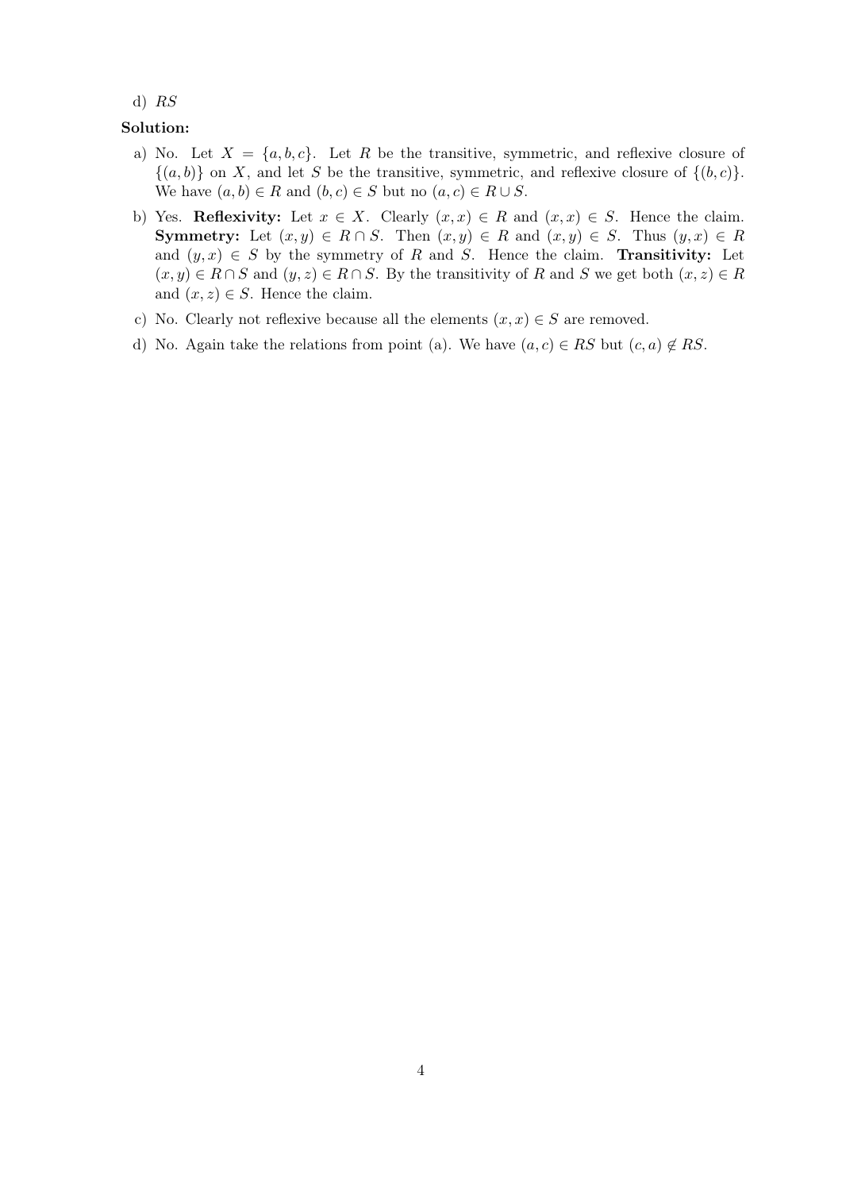d) $RS$

**Solution:**

a) No. Let $X = \{a, b, c\}$. Let $R$ be the transitive, symmetric, and reflexive closure of $\{(a, b)\}$ on $X$, and let $S$ be the transitive, symmetric, and reflexive closure of $\{(b, c)\}$. We have $(a, b) \in R$ and $(b, c) \in S$ but no $(a, c) \in R \cup S$.

b) Yes. **Reflexivity:** Let $x \in X$. Clearly $(x, x) \in R$ and $(x, x) \in S$. Hence the claim. **Symmetry:** Let $(x, y) \in R \cap S$. Then $(x, y) \in R$ and $(x, y) \in S$. Thus $(y, x) \in R$ and $(y, x) \in S$ by the symmetry of $R$ and $S$. Hence the claim. **Transitivity:** Let $(x, y) \in R \cap S$ and $(y, z) \in R \cap S$. By the transitivity of $R$ and $S$ we get both $(x, z) \in R$ and $(x, z) \in S$. Hence the claim.

c) No. Clearly not reflexive because all the elements $(x, x) \in S$ are removed.

d) No. Again take the relations from point (a). We have $(a, c) \in RS$ but $(c, a) \notin RS$.